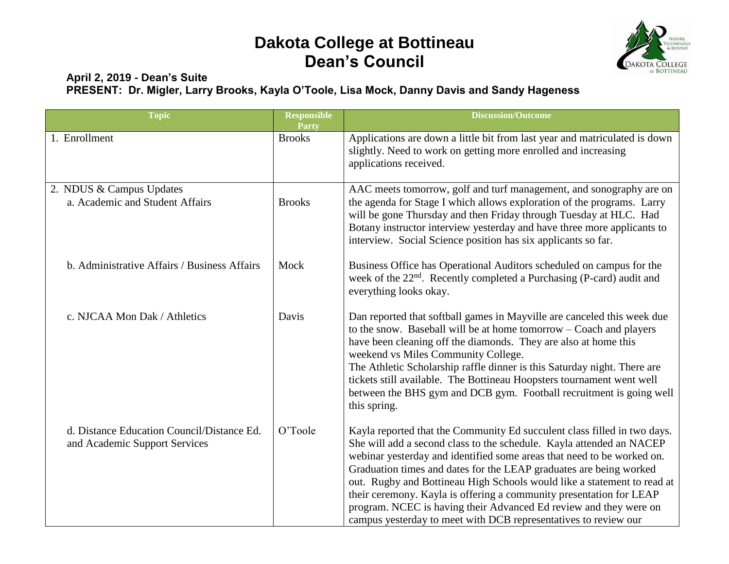# Dakota College at Bottineau
# Dean's Council

**April 2, 2019 - Dean's Suite**
**PRESENT: Dr. Migler, Larry Brooks, Kayla O'Toole, Lisa Mock, Danny Davis and Sandy Hageness**

| Topic | Responsible Party | Discussion/Outcome |
|---|---|---|
| 1. Enrollment | Brooks | Applications are down a little bit from last year and matriculated is down slightly. Need to work on getting more enrolled and increasing applications received. |
| 2. NDUS & Campus Updates<br>a. Academic and Student Affairs | Brooks | AAC meets tomorrow, golf and turf management, and sonography are on the agenda for Stage I which allows exploration of the programs. Larry will be gone Thursday and then Friday through Tuesday at HLC. Had Botany instructor interview yesterday and have three more applicants to interview. Social Science position has six applicants so far. |
| b. Administrative Affairs / Business Affairs | Mock | Business Office has Operational Auditors scheduled on campus for the week of the 22nd. Recently completed a Purchasing (P-card) audit and everything looks okay. |
| c. NJCAA Mon Dak / Athletics | Davis | Dan reported that softball games in Mayville are canceled this week due to the snow. Baseball will be at home tomorrow – Coach and players have been cleaning off the diamonds. They are also at home this weekend vs Miles Community College.<br>The Athletic Scholarship raffle dinner is this Saturday night. There are tickets still available. The Bottineau Hoopsters tournament went well between the BHS gym and DCB gym. Football recruitment is going well this spring. |
| d. Distance Education Council/Distance Ed. and Academic Support Services | O'Toole | Kayla reported that the Community Ed succulent class filled in two days. She will add a second class to the schedule. Kayla attended an NACEP webinar yesterday and identified some areas that need to be worked on. Graduation times and dates for the LEAP graduates are being worked out. Rugby and Bottineau High Schools would like a statement to read at their ceremony. Kayla is offering a community presentation for LEAP program. NCEC is having their Advanced Ed review and they were on campus yesterday to meet with DCB representatives to review our |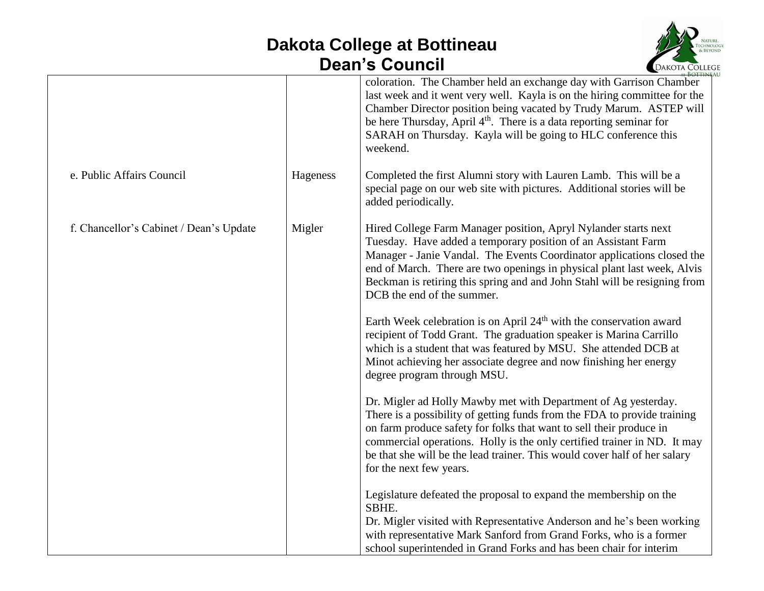| | | |
|---|---|---|
| | | coloration. The Chamber held an exchange day with Garrison Chamber last week and it went very well. Kayla is on the hiring committee for the Chamber Director position being vacated by Trudy Marum. ASTEP will be here Thursday, April 4th. There is a data reporting seminar for SARAH on Thursday. Kayla will be going to HLC conference this weekend. |
| e. Public Affairs Council | Hageness | Completed the first Alumni story with Lauren Lamb. This will be a special page on our web site with pictures. Additional stories will be added periodically. |
| f. Chancellor's Cabinet / Dean's Update | Migler | Hired College Farm Manager position, Apryl Nylander starts next Tuesday. Have added a temporary position of an Assistant Farm Manager - Janie Vandal. The Events Coordinator applications closed the end of March. There are two openings in physical plant last week, Alvis Beckman is retiring this spring and and John Stahl will be resigning from DCB the end of the summer.<br><br>Earth Week celebration is on April 24th with the conservation award recipient of Todd Grant. The graduation speaker is Marina Carrillo which is a student that was featured by MSU. She attended DCB at Minot achieving her associate degree and now finishing her energy degree program through MSU.<br><br>Dr. Migler ad Holly Mawby met with Department of Ag yesterday. There is a possibility of getting funds from the FDA to provide training on farm produce safety for folks that want to sell their produce in commercial operations. Holly is the only certified trainer in ND. It may be that she will be the lead trainer. This would cover half of her salary for the next few years.<br><br>Legislature defeated the proposal to expand the membership on the SBHE.<br>Dr. Migler visited with Representative Anderson and he's been working with representative Mark Sanford from Grand Forks, who is a former school superintended in Grand Forks and has been chair for interim |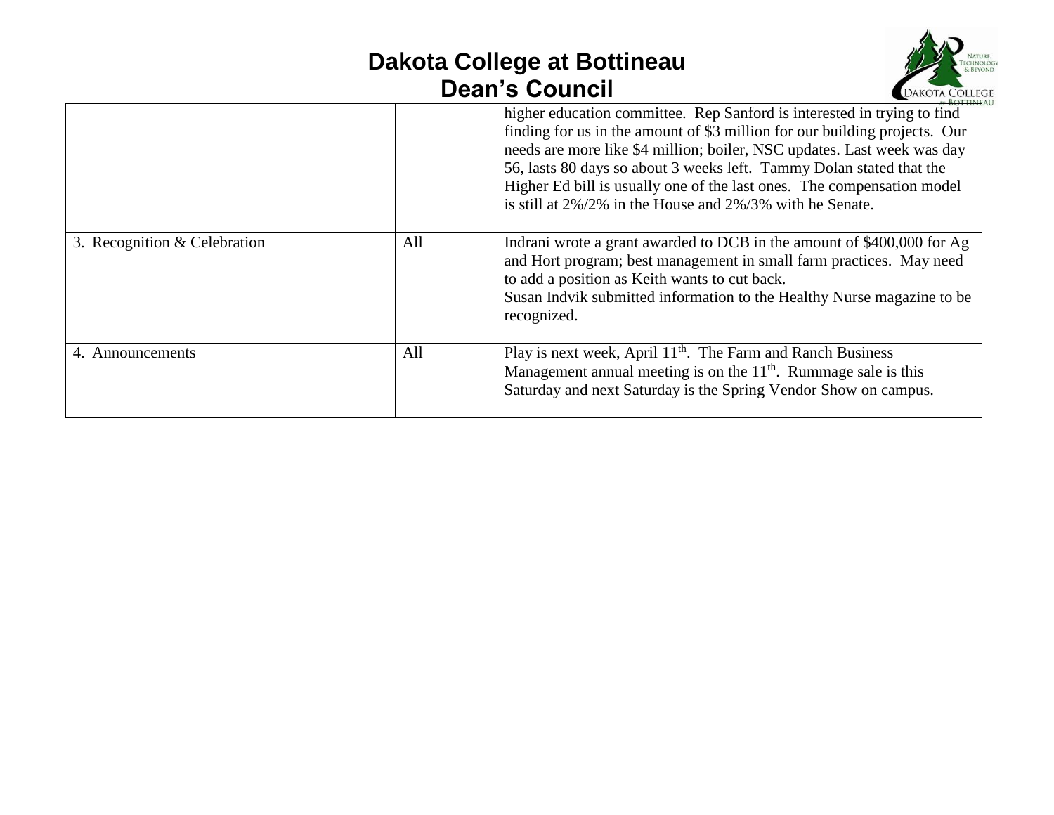# Dakota College at Bottineau
## Dean's Council

| | | |
|---|---|---|
| | | higher education committee. Rep Sanford is interested in trying to find finding for us in the amount of $3 million for our building projects. Our needs are more like $4 million; boiler, NSC updates. Last week was day 56, lasts 80 days so about 3 weeks left. Tammy Dolan stated that the Higher Ed bill is usually one of the last ones. The compensation model is still at 2%/2% in the House and 2%/3% with he Senate. |
| 3. Recognition & Celebration | All | Indrani wrote a grant awarded to DCB in the amount of $400,000 for Ag and Hort program; best management in small farm practices. May need to add a position as Keith wants to cut back.<br>Susan Indvik submitted information to the Healthy Nurse magazine to be recognized. |
| 4. Announcements | All | Play is next week, April 11th. The Farm and Ranch Business Management annual meeting is on the 11th. Rummage sale is this Saturday and next Saturday is the Spring Vendor Show on campus. |